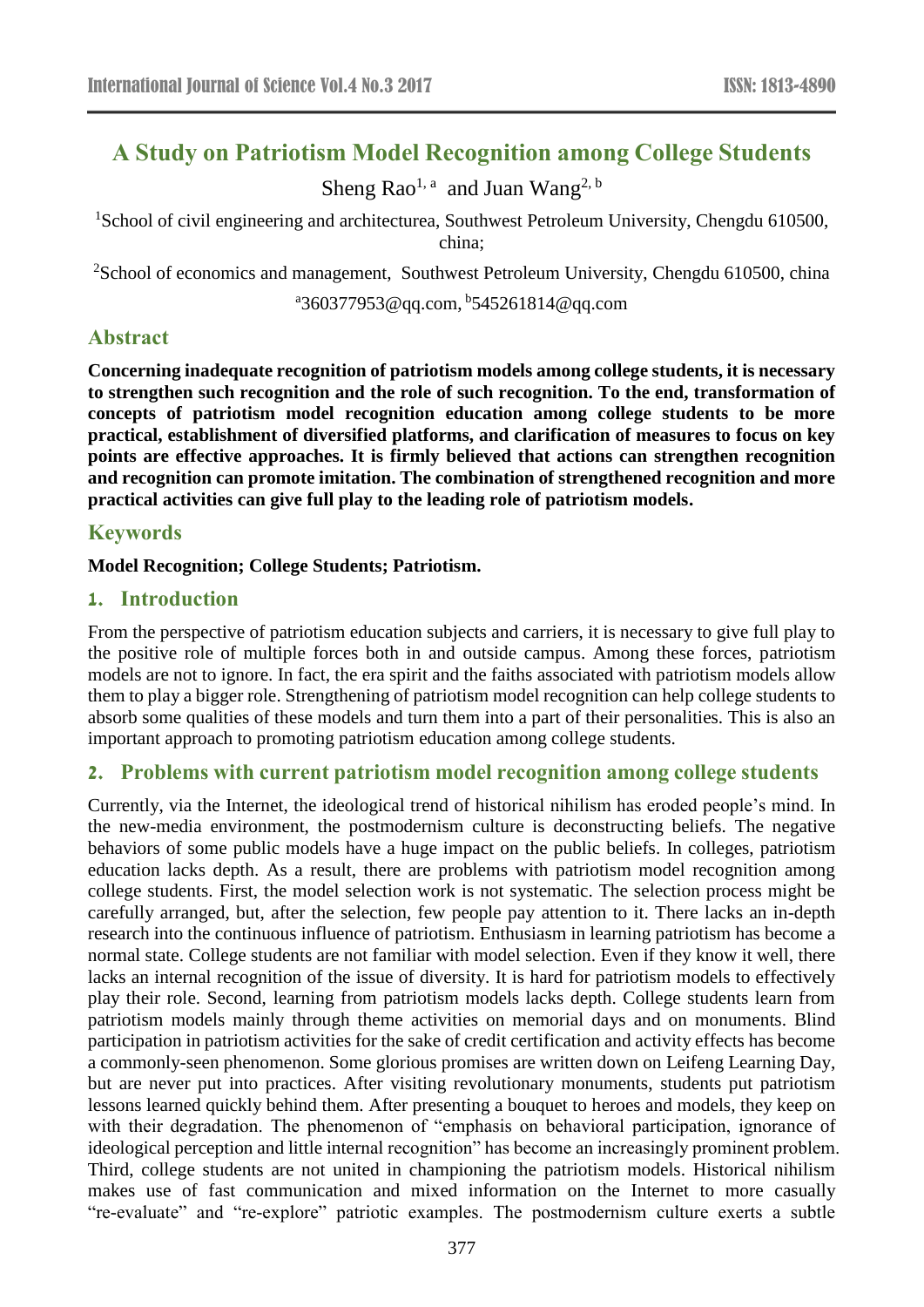# A Study on Patriotism Model Recognition among College Students

Sheng Rao[1, a] and Juan Wang[2, b]

[1]School of civil engineering and architecturea, Southwest Petroleum University, Chengdu 610500, china;

[2]School of economics and management, Southwest Petroleum University, Chengdu 610500, china

[a]360377953@qq.com, [b]545261814@qq.com

## Abstract

**Concerning inadequate recognition of patriotism models among college students, it is necessary to strengthen such recognition and the role of such recognition. To the end, transformation of concepts of patriotism model recognition education among college students to be more practical, establishment of diversified platforms, and clarification of measures to focus on key points are effective approaches. It is firmly believed that actions can strengthen recognition and recognition can promote imitation. The combination of strengthened recognition and more practical activities can give full play to the leading role of patriotism models.**

## Keywords

**Model Recognition; College Students; Patriotism.**

## 1. Introduction

From the perspective of patriotism education subjects and carriers, it is necessary to give full play to the positive role of multiple forces both in and outside campus. Among these forces, patriotism models are not to ignore. In fact, the era spirit and the faiths associated with patriotism models allow them to play a bigger role. Strengthening of patriotism model recognition can help college students to absorb some qualities of these models and turn them into a part of their personalities. This is also an important approach to promoting patriotism education among college students.

## 2. Problems with current patriotism model recognition among college students

Currently, via the Internet, the ideological trend of historical nihilism has eroded people's mind. In the new-media environment, the postmodernism culture is deconstructing beliefs. The negative behaviors of some public models have a huge impact on the public beliefs. In colleges, patriotism education lacks depth. As a result, there are problems with patriotism model recognition among college students. First, the model selection work is not systematic. The selection process might be carefully arranged, but, after the selection, few people pay attention to it. There lacks an in-depth research into the continuous influence of patriotism. Enthusiasm in learning patriotism has become a normal state. College students are not familiar with model selection. Even if they know it well, there lacks an internal recognition of the issue of diversity. It is hard for patriotism models to effectively play their role. Second, learning from patriotism models lacks depth. College students learn from patriotism models mainly through theme activities on memorial days and on monuments. Blind participation in patriotism activities for the sake of credit certification and activity effects has become a commonly-seen phenomenon. Some glorious promises are written down on Leifeng Learning Day, but are never put into practices. After visiting revolutionary monuments, students put patriotism lessons learned quickly behind them. After presenting a bouquet to heroes and models, they keep on with their degradation. The phenomenon of "emphasis on behavioral participation, ignorance of ideological perception and little internal recognition" has become an increasingly prominent problem. Third, college students are not united in championing the patriotism models. Historical nihilism makes use of fast communication and mixed information on the Internet to more casually "re-evaluate" and "re-explore" patriotic examples. The postmodernism culture exerts a subtle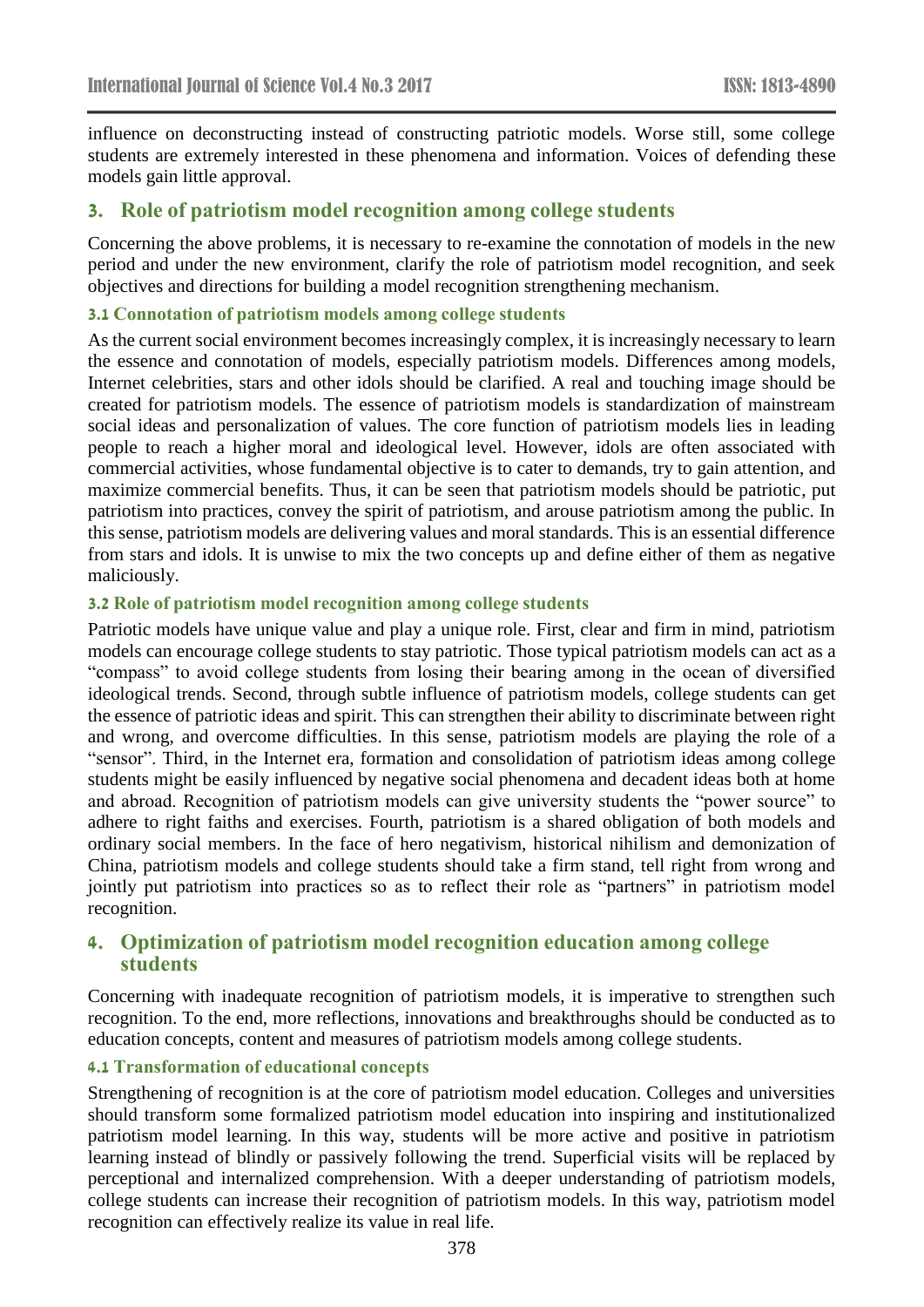influence on deconstructing instead of constructing patriotic models. Worse still, some college students are extremely interested in these phenomena and information. Voices of defending these models gain little approval.

## 3. Role of patriotism model recognition among college students

Concerning the above problems, it is necessary to re-examine the connotation of models in the new period and under the new environment, clarify the role of patriotism model recognition, and seek objectives and directions for building a model recognition strengthening mechanism.

### 3.1 Connotation of patriotism models among college students

As the current social environment becomes increasingly complex, it is increasingly necessary to learn the essence and connotation of models, especially patriotism models. Differences among models, Internet celebrities, stars and other idols should be clarified. A real and touching image should be created for patriotism models. The essence of patriotism models is standardization of mainstream social ideas and personalization of values. The core function of patriotism models lies in leading people to reach a higher moral and ideological level. However, idols are often associated with commercial activities, whose fundamental objective is to cater to demands, try to gain attention, and maximize commercial benefits. Thus, it can be seen that patriotism models should be patriotic, put patriotism into practices, convey the spirit of patriotism, and arouse patriotism among the public. In this sense, patriotism models are delivering values and moral standards. This is an essential difference from stars and idols. It is unwise to mix the two concepts up and define either of them as negative maliciously.

### 3.2 Role of patriotism model recognition among college students

Patriotic models have unique value and play a unique role. First, clear and firm in mind, patriotism models can encourage college students to stay patriotic. Those typical patriotism models can act as a "compass" to avoid college students from losing their bearing among in the ocean of diversified ideological trends. Second, through subtle influence of patriotism models, college students can get the essence of patriotic ideas and spirit. This can strengthen their ability to discriminate between right and wrong, and overcome difficulties. In this sense, patriotism models are playing the role of a "sensor". Third, in the Internet era, formation and consolidation of patriotism ideas among college students might be easily influenced by negative social phenomena and decadent ideas both at home and abroad. Recognition of patriotism models can give university students the "power source" to adhere to right faiths and exercises. Fourth, patriotism is a shared obligation of both models and ordinary social members. In the face of hero negativism, historical nihilism and demonization of China, patriotism models and college students should take a firm stand, tell right from wrong and jointly put patriotism into practices so as to reflect their role as "partners" in patriotism model recognition.

## 4. Optimization of patriotism model recognition education among college students

Concerning with inadequate recognition of patriotism models, it is imperative to strengthen such recognition. To the end, more reflections, innovations and breakthroughs should be conducted as to education concepts, content and measures of patriotism models among college students.

### 4.1 Transformation of educational concepts

Strengthening of recognition is at the core of patriotism model education. Colleges and universities should transform some formalized patriotism model education into inspiring and institutionalized patriotism model learning. In this way, students will be more active and positive in patriotism learning instead of blindly or passively following the trend. Superficial visits will be replaced by perceptional and internalized comprehension. With a deeper understanding of patriotism models, college students can increase their recognition of patriotism models. In this way, patriotism model recognition can effectively realize its value in real life.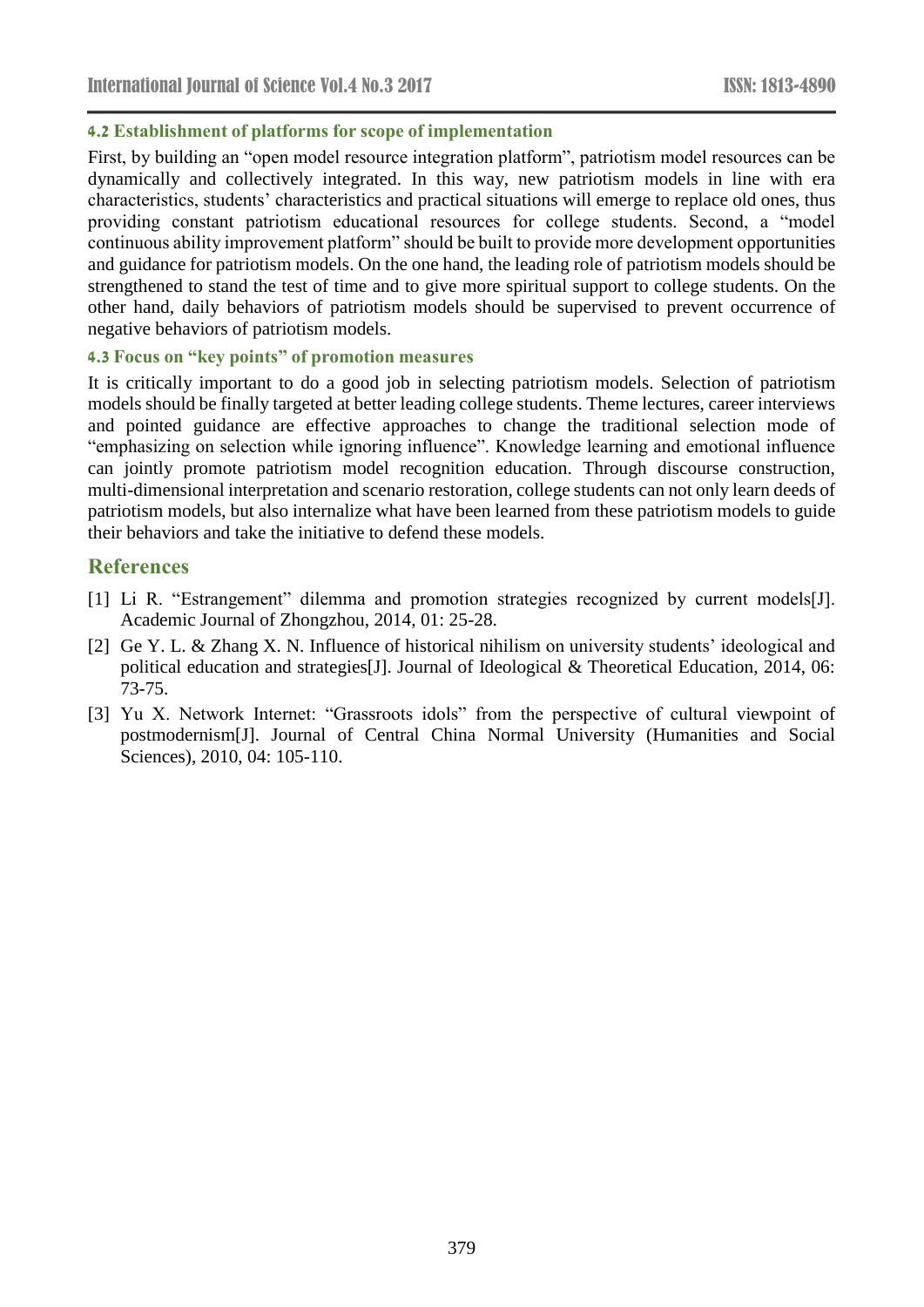### 4.2 Establishment of platforms for scope of implementation

First, by building an "open model resource integration platform", patriotism model resources can be dynamically and collectively integrated. In this way, new patriotism models in line with era characteristics, students' characteristics and practical situations will emerge to replace old ones, thus providing constant patriotism educational resources for college students. Second, a "model continuous ability improvement platform" should be built to provide more development opportunities and guidance for patriotism models. On the one hand, the leading role of patriotism models should be strengthened to stand the test of time and to give more spiritual support to college students. On the other hand, daily behaviors of patriotism models should be supervised to prevent occurrence of negative behaviors of patriotism models.

### 4.3 Focus on "key points" of promotion measures

It is critically important to do a good job in selecting patriotism models. Selection of patriotism models should be finally targeted at better leading college students. Theme lectures, career interviews and pointed guidance are effective approaches to change the traditional selection mode of "emphasizing on selection while ignoring influence". Knowledge learning and emotional influence can jointly promote patriotism model recognition education. Through discourse construction, multi-dimensional interpretation and scenario restoration, college students can not only learn deeds of patriotism models, but also internalize what have been learned from these patriotism models to guide their behaviors and take the initiative to defend these models.

## References

[1] Li R. "Estrangement" dilemma and promotion strategies recognized by current models[J]. Academic Journal of Zhongzhou, 2014, 01: 25-28.

[2] Ge Y. L. & Zhang X. N. Influence of historical nihilism on university students' ideological and political education and strategies[J]. Journal of Ideological & Theoretical Education, 2014, 06: 73-75.

[3] Yu X. Network Internet: "Grassroots idols" from the perspective of cultural viewpoint of postmodernism[J]. Journal of Central China Normal University (Humanities and Social Sciences), 2010, 04: 105-110.